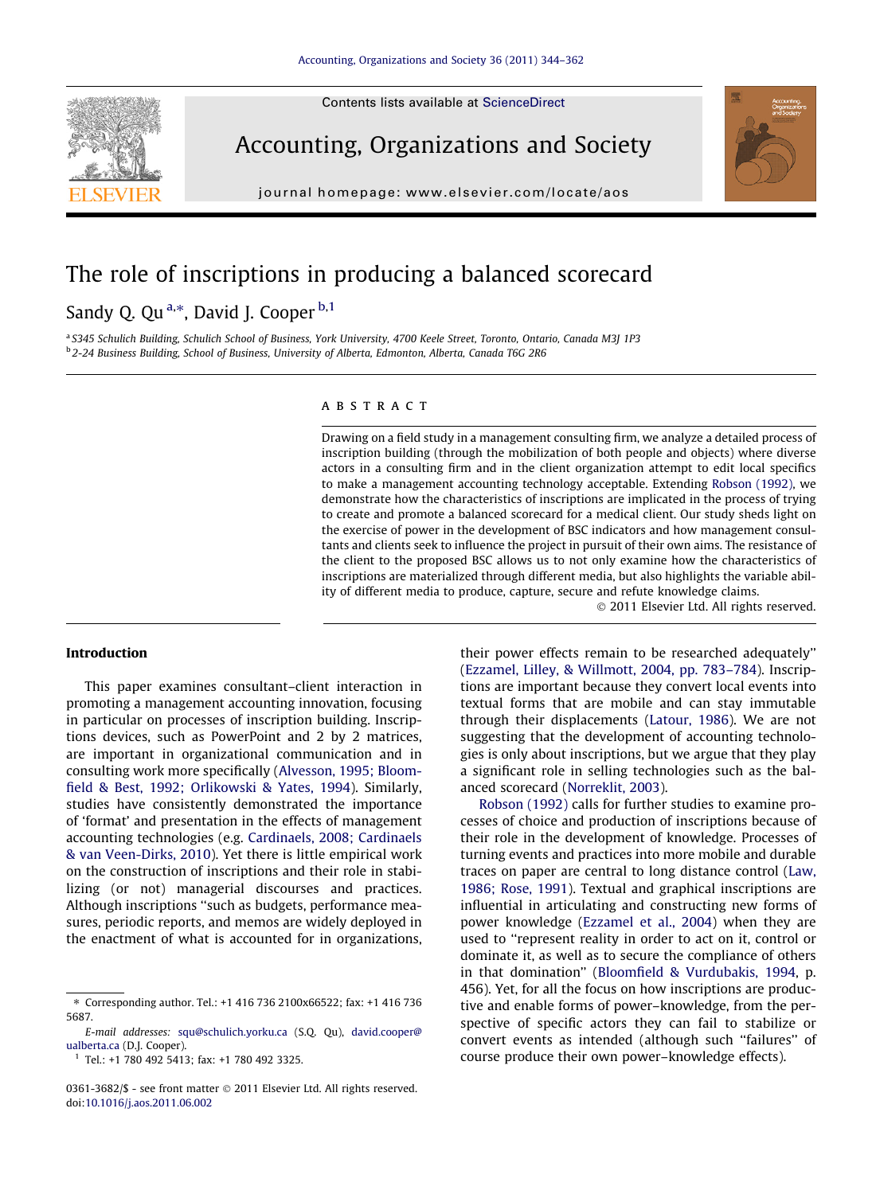Contents lists available at ScienceDirect

# Accounting, Organizations and Society

journal homepage: www.elsevier.com/locate/aos

# The role of inscriptions in producing a balanced scorecard

Sandy Q. Qu[a,*], David J. Cooper[b,1]

[a] S345 Schulich Building, Schulich School of Business, York University, 4700 Keele Street, Toronto, Ontario, Canada M3J 1P3
[b] 2-24 Business Building, School of Business, University of Alberta, Edmonton, Alberta, Canada T6G 2R6

## ABSTRACT

Drawing on a field study in a management consulting firm, we analyze a detailed process of inscription building (through the mobilization of both people and objects) where diverse actors in a consulting firm and in the client organization attempt to edit local specifics to make a management accounting technology acceptable. Extending Robson (1992), we demonstrate how the characteristics of inscriptions are implicated in the process of trying to create and promote a balanced scorecard for a medical client. Our study sheds light on the exercise of power in the development of BSC indicators and how management consultants and clients seek to influence the project in pursuit of their own aims. The resistance of the client to the proposed BSC allows us to not only examine how the characteristics of inscriptions are materialized through different media, but also highlights the variable ability of different media to produce, capture, secure and refute knowledge claims.

© 2011 Elsevier Ltd. All rights reserved.

## Introduction

This paper examines consultant–client interaction in promoting a management accounting innovation, focusing in particular on processes of inscription building. Inscriptions devices, such as PowerPoint and 2 by 2 matrices, are important in organizational communication and in consulting work more specifically (Alvesson, 1995; Bloomfield & Best, 1992; Orlikowski & Yates, 1994). Similarly, studies have consistently demonstrated the importance of 'format' and presentation in the effects of management accounting technologies (e.g. Cardinaels, 2008; Cardinaels & van Veen-Dirks, 2010). Yet there is little empirical work on the construction of inscriptions and their role in stabilizing (or not) managerial discourses and practices. Although inscriptions "such as budgets, performance measures, periodic reports, and memos are widely deployed in the enactment of what is accounted for in organizations, their power effects remain to be researched adequately" (Ezzamel, Lilley, & Willmott, 2004, pp. 783–784). Inscriptions are important because they convert local events into textual forms that are mobile and can stay immutable through their displacements (Latour, 1986). We are not suggesting that the development of accounting technologies is only about inscriptions, but we argue that they play a significant role in selling technologies such as the balanced scorecard (Norreklit, 2003).

Robson (1992) calls for further studies to examine processes of choice and production of inscriptions because of their role in the development of knowledge. Processes of turning events and practices into more mobile and durable traces on paper are central to long distance control (Law, 1986; Rose, 1991). Textual and graphical inscriptions are influential in articulating and constructing new forms of power knowledge (Ezzamel et al., 2004) when they are used to "represent reality in order to act on it, control or dominate it, as well as to secure the compliance of others in that domination" (Bloomfield & Vurdubakis, 1994, p. 456). Yet, for all the focus on how inscriptions are productive and enable forms of power–knowledge, from the perspective of specific actors they can fail to stabilize or convert events as intended (although such "failures" of course produce their own power–knowledge effects).

---

* Corresponding author. Tel.: +1 416 736 2100x66522; fax: +1 416 736 5687.

*E-mail addresses:* squ@schulich.yorku.ca (S.Q. Qu), david.cooper@ualberta.ca (D.J. Cooper).

[1] Tel.: +1 780 492 5413; fax: +1 780 492 3325.

0361-3682/$ - see front matter © 2011 Elsevier Ltd. All rights reserved.
doi:10.1016/j.aos.2011.06.002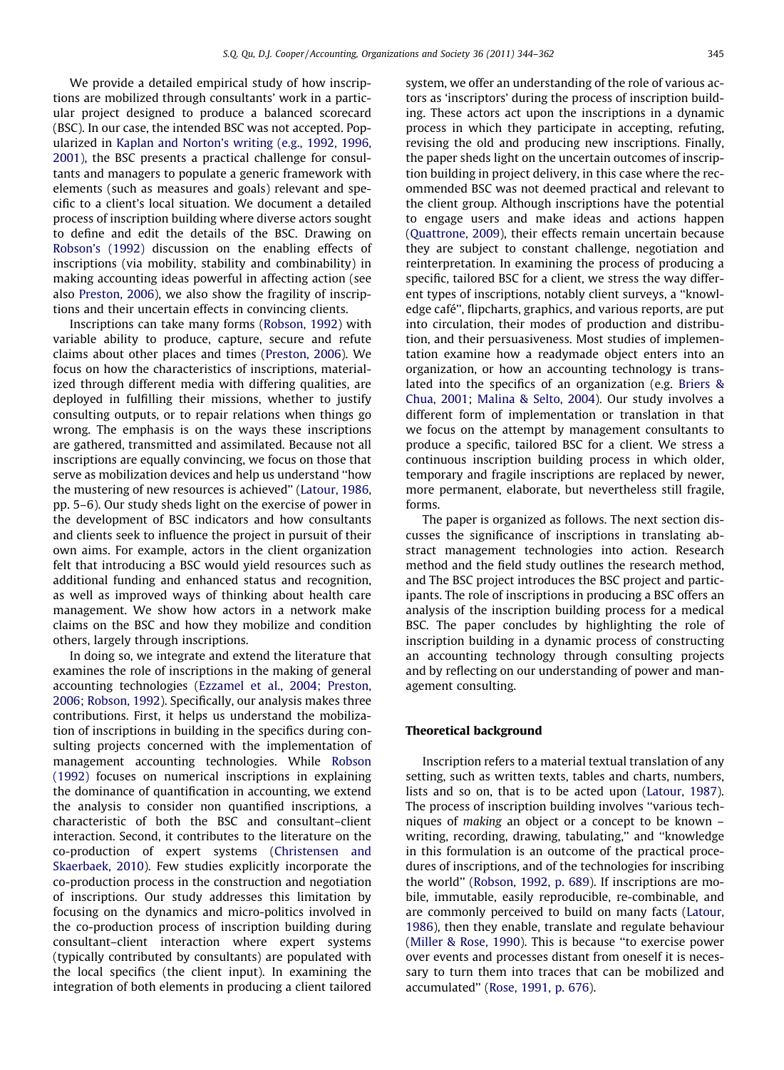We provide a detailed empirical study of how inscriptions are mobilized through consultants' work in a particular project designed to produce a balanced scorecard (BSC). In our case, the intended BSC was not accepted. Popularized in Kaplan and Norton's writing (e.g., 1992, 1996, 2001), the BSC presents a practical challenge for consultants and managers to populate a generic framework with elements (such as measures and goals) relevant and specific to a client's local situation. We document a detailed process of inscription building where diverse actors sought to define and edit the details of the BSC. Drawing on Robson's (1992) discussion on the enabling effects of inscriptions (via mobility, stability and combinability) in making accounting ideas powerful in affecting action (see also Preston, 2006), we also show the fragility of inscriptions and their uncertain effects in convincing clients.

Inscriptions can take many forms (Robson, 1992) with variable ability to produce, capture, secure and refute claims about other places and times (Preston, 2006). We focus on how the characteristics of inscriptions, materialized through different media with differing qualities, are deployed in fulfilling their missions, whether to justify consulting outputs, or to repair relations when things go wrong. The emphasis is on the ways these inscriptions are gathered, transmitted and assimilated. Because not all inscriptions are equally convincing, we focus on those that serve as mobilization devices and help us understand "how the mustering of new resources is achieved" (Latour, 1986, pp. 5–6). Our study sheds light on the exercise of power in the development of BSC indicators and how consultants and clients seek to influence the project in pursuit of their own aims. For example, actors in the client organization felt that introducing a BSC would yield resources such as additional funding and enhanced status and recognition, as well as improved ways of thinking about health care management. We show how actors in a network make claims on the BSC and how they mobilize and condition others, largely through inscriptions.

In doing so, we integrate and extend the literature that examines the role of inscriptions in the making of general accounting technologies (Ezzamel et al., 2004; Preston, 2006; Robson, 1992). Specifically, our analysis makes three contributions. First, it helps us understand the mobilization of inscriptions in building in the specifics during consulting projects concerned with the implementation of management accounting technologies. While Robson (1992) focuses on numerical inscriptions in explaining the dominance of quantification in accounting, we extend the analysis to consider non quantified inscriptions, a characteristic of both the BSC and consultant–client interaction. Second, it contributes to the literature on the co-production of expert systems (Christensen and Skaerbaek, 2010). Few studies explicitly incorporate the co-production process in the construction and negotiation of inscriptions. Our study addresses this limitation by focusing on the dynamics and micro-politics involved in the co-production process of inscription building during consultant–client interaction where expert systems (typically contributed by consultants) are populated with the local specifics (the client input). In examining the integration of both elements in producing a client tailored system, we offer an understanding of the role of various actors as 'inscriptors' during the process of inscription building. These actors act upon the inscriptions in a dynamic process in which they participate in accepting, refuting, revising the old and producing new inscriptions. Finally, the paper sheds light on the uncertain outcomes of inscription building in project delivery, in this case where the recommended BSC was not deemed practical and relevant to the client group. Although inscriptions have the potential to engage users and make ideas and actions happen (Quattrone, 2009), their effects remain uncertain because they are subject to constant challenge, negotiation and reinterpretation. In examining the process of producing a specific, tailored BSC for a client, we stress the way different types of inscriptions, notably client surveys, a "knowledge café", flipcharts, graphics, and various reports, are put into circulation, their modes of production and distribution, and their persuasiveness. Most studies of implementation examine how a readymade object enters into an organization, or how an accounting technology is translated into the specifics of an organization (e.g. Briers & Chua, 2001; Malina & Selto, 2004). Our study involves a different form of implementation or translation in that we focus on the attempt by management consultants to produce a specific, tailored BSC for a client. We stress a continuous inscription building process in which older, temporary and fragile inscriptions are replaced by newer, more permanent, elaborate, but nevertheless still fragile, forms.

The paper is organized as follows. The next section discusses the significance of inscriptions in translating abstract management technologies into action. Research method and the field study outlines the research method, and The BSC project introduces the BSC project and participants. The role of inscriptions in producing a BSC offers an analysis of the inscription building process for a medical BSC. The paper concludes by highlighting the role of inscription building in a dynamic process of constructing an accounting technology through consulting projects and by reflecting on our understanding of power and management consulting.

## Theoretical background

Inscription refers to a material textual translation of any setting, such as written texts, tables and charts, numbers, lists and so on, that is to be acted upon (Latour, 1987). The process of inscription building involves "various techniques of *making* an object or a concept to be known – writing, recording, drawing, tabulating," and "knowledge in this formulation is an outcome of the practical procedures of inscriptions, and of the technologies for inscribing the world" (Robson, 1992, p. 689). If inscriptions are mobile, immutable, easily reproducible, re-combinable, and are commonly perceived to build on many facts (Latour, 1986), then they enable, translate and regulate behaviour (Miller & Rose, 1990). This is because "to exercise power over events and processes distant from oneself it is necessary to turn them into traces that can be mobilized and accumulated" (Rose, 1991, p. 676).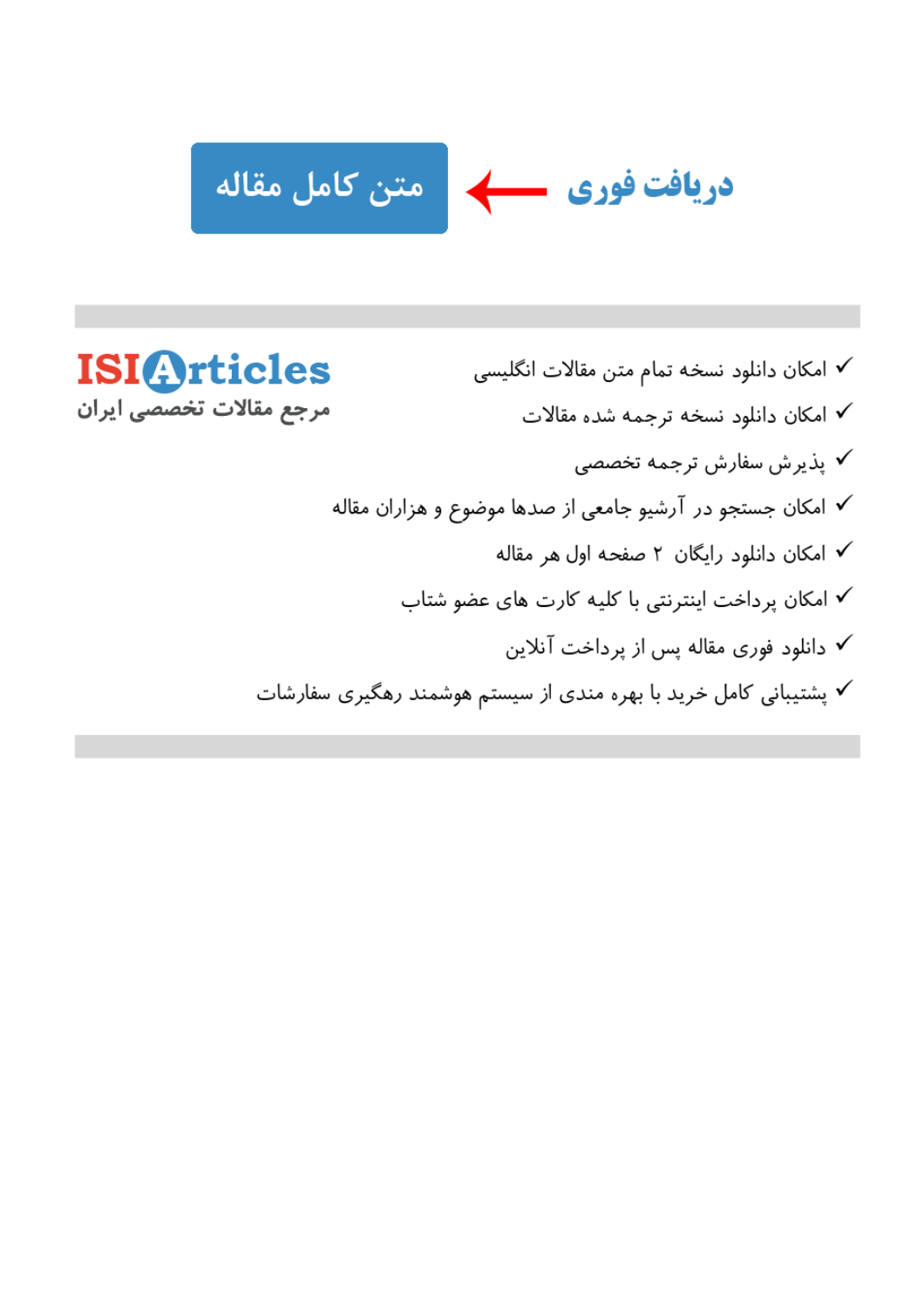دریافت فوری ← متن کامل مقاله

**ISIArticles**
مرجع مقالات تخصصی ایران

- ✓ امکان دانلود نسخه تمام متن مقالات انگلیسی
- ✓ امکان دانلود نسخه ترجمه شده مقالات
- ✓ پذیرش سفارش ترجمه تخصصی
- ✓ امکان جستجو در آرشیو جامعی از صدها موضوع و هزاران مقاله
- ✓ امکان دانلود رایگان ۲ صفحه اول هر مقاله
- ✓ امکان پرداخت اینترنتی با کلیه کارت های عضو شتاب
- ✓ دانلود فوری مقاله پس از پرداخت آنلاین
- ✓ پشتیبانی کامل خرید با بهره مندی از سیستم هوشمند رهگیری سفارشات